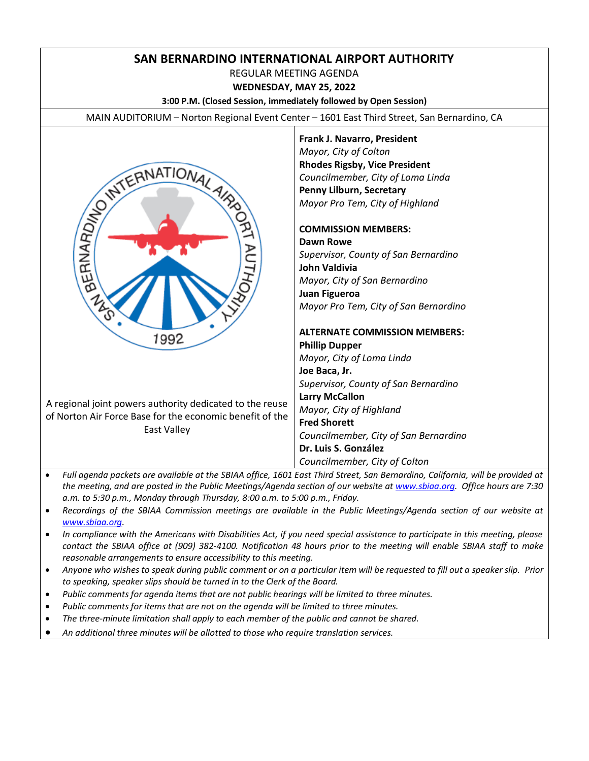# SAN BERNARDINO INTERNATIONAL AIRPORT AUTHORITY

REGULAR MEETING AGENDA

**WEDNESDAY, MAY 25, 2022**

**3:00 P.M. (Closed Session, immediately followed by Open Session)**

MAIN AUDITORIUM – Norton Regional Event Center – 1601 East Third Street, San Bernardino, CA

A regional joint powers authority dedicated to the reuse of Norton Air Force Base for the economic benefit of the East Valley

**Frank J. Navarro, President**
*Mayor, City of Colton*

**Rhodes Rigsby, Vice President**
*Councilmember, City of Loma Linda*

**Penny Lilburn, Secretary**
*Mayor Pro Tem, City of Highland*

**COMMISSION MEMBERS:**

**Dawn Rowe**
*Supervisor, County of San Bernardino*

**John Valdivia**
*Mayor, City of San Bernardino*

**Juan Figueroa**
*Mayor Pro Tem, City of San Bernardino*

**ALTERNATE COMMISSION MEMBERS:**

**Phillip Dupper**
*Mayor, City of Loma Linda*

**Joe Baca, Jr.**
*Supervisor, County of San Bernardino*

**Larry McCallon**
*Mayor, City of Highland*

**Fred Shorett**
*Councilmember, City of San Bernardino*

**Dr. Luis S. González**
*Councilmember, City of Colton*

- *Full agenda packets are available at the SBIAA office, 1601 East Third Street, San Bernardino, California, will be provided at the meeting, and are posted in the Public Meetings/Agenda section of our website at www.sbiaa.org. Office hours are 7:30 a.m. to 5:30 p.m., Monday through Thursday, 8:00 a.m. to 5:00 p.m., Friday.*
- *Recordings of the SBIAA Commission meetings are available in the Public Meetings/Agenda section of our website at www.sbiaa.org.*
- *In compliance with the Americans with Disabilities Act, if you need special assistance to participate in this meeting, please contact the SBIAA office at (909) 382-4100. Notification 48 hours prior to the meeting will enable SBIAA staff to make reasonable arrangements to ensure accessibility to this meeting.*
- *Anyone who wishes to speak during public comment or on a particular item will be requested to fill out a speaker slip. Prior to speaking, speaker slips should be turned in to the Clerk of the Board.*
- *Public comments for agenda items that are not public hearings will be limited to three minutes.*
- *Public comments for items that are not on the agenda will be limited to three minutes.*
- *The three-minute limitation shall apply to each member of the public and cannot be shared.*
- *An additional three minutes will be allotted to those who require translation services.*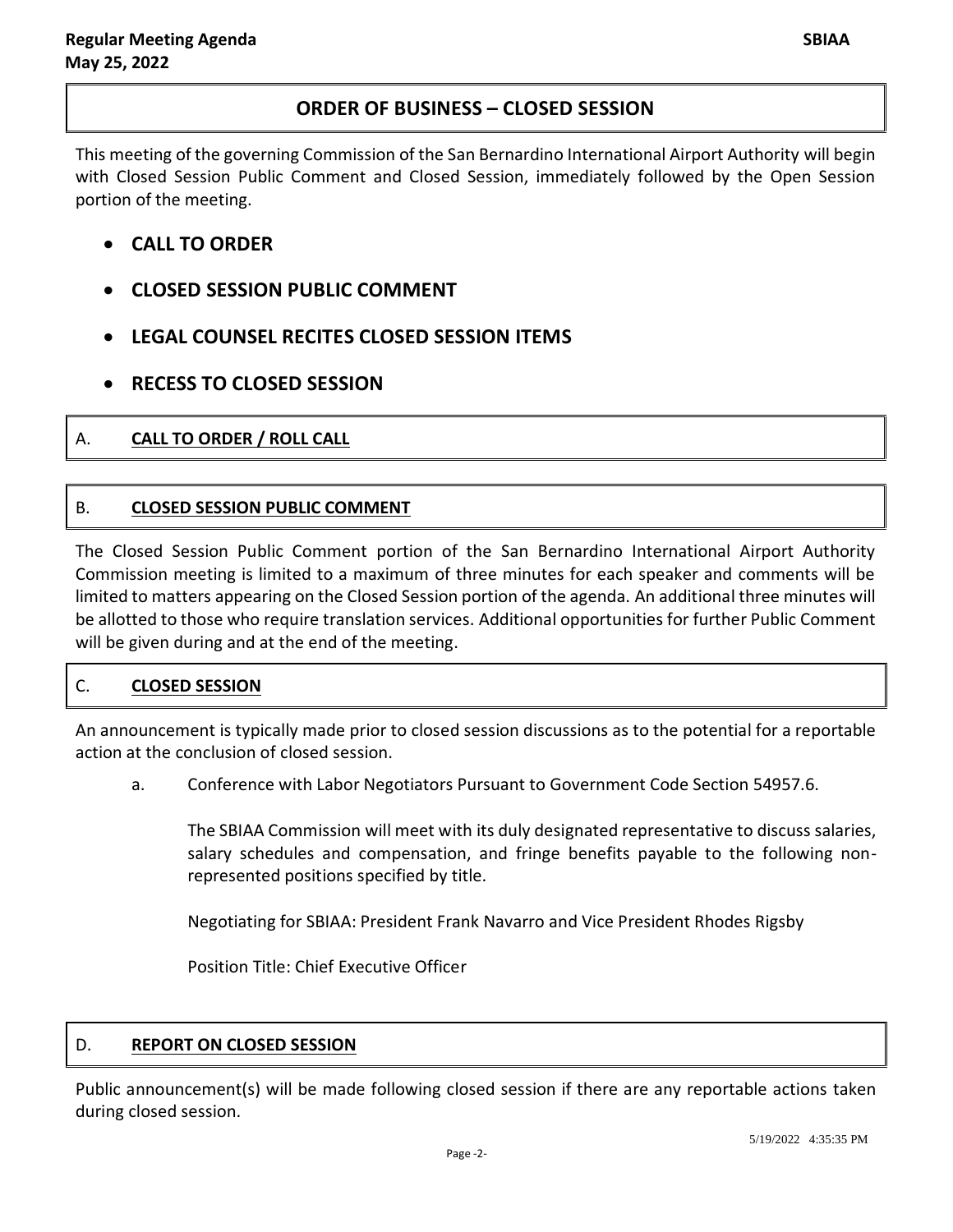## ORDER OF BUSINESS – CLOSED SESSION

This meeting of the governing Commission of the San Bernardino International Airport Authority will begin with Closed Session Public Comment and Closed Session, immediately followed by the Open Session portion of the meeting.

- **CALL TO ORDER**
- **CLOSED SESSION PUBLIC COMMENT**
- **LEGAL COUNSEL RECITES CLOSED SESSION ITEMS**
- **RECESS TO CLOSED SESSION**

### A. CALL TO ORDER / ROLL CALL

### B. CLOSED SESSION PUBLIC COMMENT

The Closed Session Public Comment portion of the San Bernardino International Airport Authority Commission meeting is limited to a maximum of three minutes for each speaker and comments will be limited to matters appearing on the Closed Session portion of the agenda. An additional three minutes will be allotted to those who require translation services. Additional opportunities for further Public Comment will be given during and at the end of the meeting.

### C. CLOSED SESSION

An announcement is typically made prior to closed session discussions as to the potential for a reportable action at the conclusion of closed session.

a. Conference with Labor Negotiators Pursuant to Government Code Section 54957.6.

The SBIAA Commission will meet with its duly designated representative to discuss salaries, salary schedules and compensation, and fringe benefits payable to the following non-represented positions specified by title.

Negotiating for SBIAA: President Frank Navarro and Vice President Rhodes Rigsby

Position Title: Chief Executive Officer

### D. REPORT ON CLOSED SESSION

Public announcement(s) will be made following closed session if there are any reportable actions taken during closed session.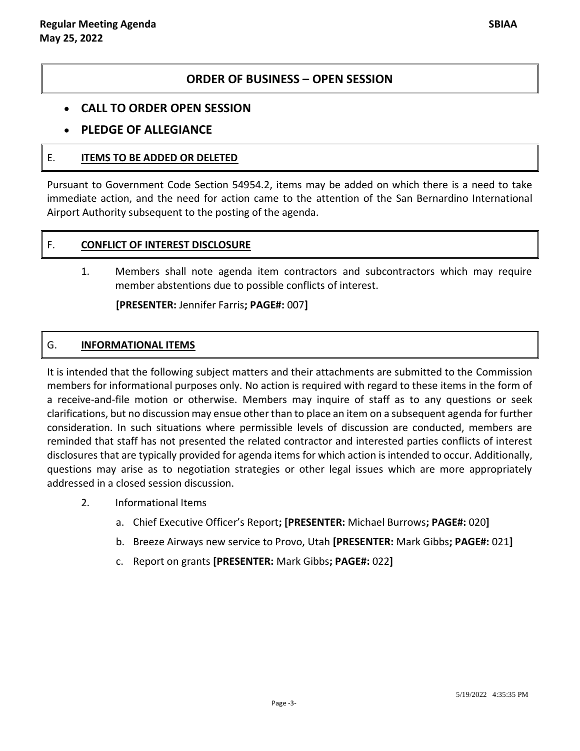## ORDER OF BUSINESS – OPEN SESSION

- **CALL TO ORDER OPEN SESSION**
- **PLEDGE OF ALLEGIANCE**

### E. ITEMS TO BE ADDED OR DELETED

Pursuant to Government Code Section 54954.2, items may be added on which there is a need to take immediate action, and the need for action came to the attention of the San Bernardino International Airport Authority subsequent to the posting of the agenda.

### F. CONFLICT OF INTEREST DISCLOSURE

1. Members shall note agenda item contractors and subcontractors which may require member abstentions due to possible conflicts of interest.

   **[PRESENTER:** Jennifer Farris**; PAGE#:** 007**]**

### G. INFORMATIONAL ITEMS

It is intended that the following subject matters and their attachments are submitted to the Commission members for informational purposes only. No action is required with regard to these items in the form of a receive-and-file motion or otherwise. Members may inquire of staff as to any questions or seek clarifications, but no discussion may ensue other than to place an item on a subsequent agenda for further consideration. In such situations where permissible levels of discussion are conducted, members are reminded that staff has not presented the related contractor and interested parties conflicts of interest disclosures that are typically provided for agenda items for which action is intended to occur. Additionally, questions may arise as to negotiation strategies or other legal issues which are more appropriately addressed in a closed session discussion.

2. Informational Items
   a. Chief Executive Officer's Report**; [PRESENTER:** Michael Burrows**; PAGE#:** 020**]**
   b. Breeze Airways new service to Provo, Utah **[PRESENTER:** Mark Gibbs**; PAGE#:** 021**]**
   c. Report on grants **[PRESENTER:** Mark Gibbs**; PAGE#:** 022**]**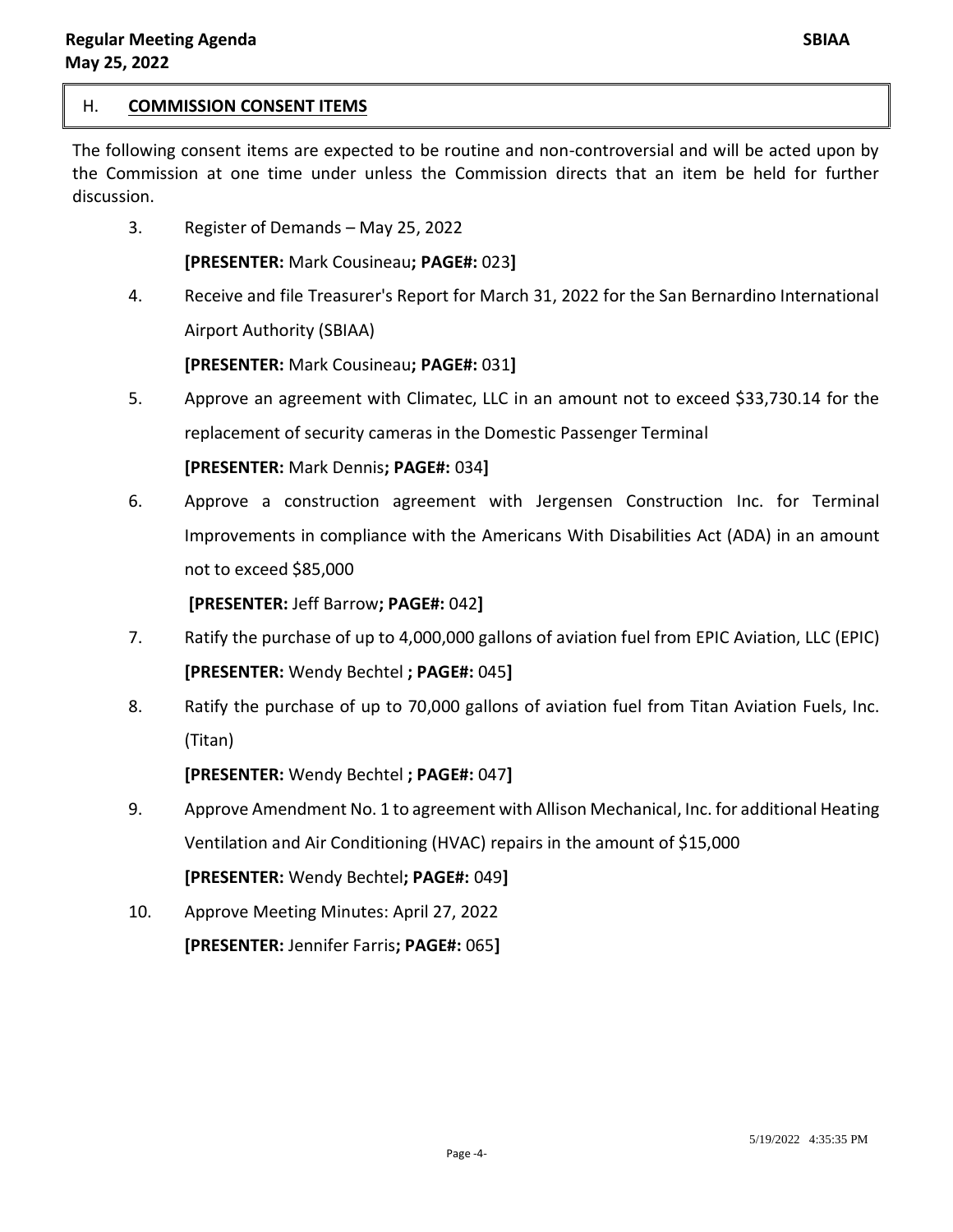## H. **COMMISSION CONSENT ITEMS**

The following consent items are expected to be routine and non-controversial and will be acted upon by the Commission at one time under unless the Commission directs that an item be held for further discussion.

3. Register of Demands – May 25, 2022

   **[PRESENTER:** Mark Cousineau**; PAGE#:** 023**]**

4. Receive and file Treasurer's Report for March 31, 2022 for the San Bernardino International Airport Authority (SBIAA)

   **[PRESENTER:** Mark Cousineau**; PAGE#:** 031**]**

5. Approve an agreement with Climatec, LLC in an amount not to exceed $33,730.14 for the replacement of security cameras in the Domestic Passenger Terminal

   **[PRESENTER:** Mark Dennis**; PAGE#:** 034**]**

6. Approve a construction agreement with Jergensen Construction Inc. for Terminal Improvements in compliance with the Americans With Disabilities Act (ADA) in an amount not to exceed $85,000

   **[PRESENTER:** Jeff Barrow**; PAGE#:** 042**]**

7. Ratify the purchase of up to 4,000,000 gallons of aviation fuel from EPIC Aviation, LLC (EPIC)

   **[PRESENTER:** Wendy Bechtel **; PAGE#:** 045**]**

8. Ratify the purchase of up to 70,000 gallons of aviation fuel from Titan Aviation Fuels, Inc. (Titan)

   **[PRESENTER:** Wendy Bechtel **; PAGE#:** 047**]**

9. Approve Amendment No. 1 to agreement with Allison Mechanical, Inc. for additional Heating Ventilation and Air Conditioning (HVAC) repairs in the amount of $15,000

   **[PRESENTER:** Wendy Bechtel**; PAGE#:** 049**]**

10. Approve Meeting Minutes: April 27, 2022

    **[PRESENTER:** Jennifer Farris**; PAGE#:** 065**]**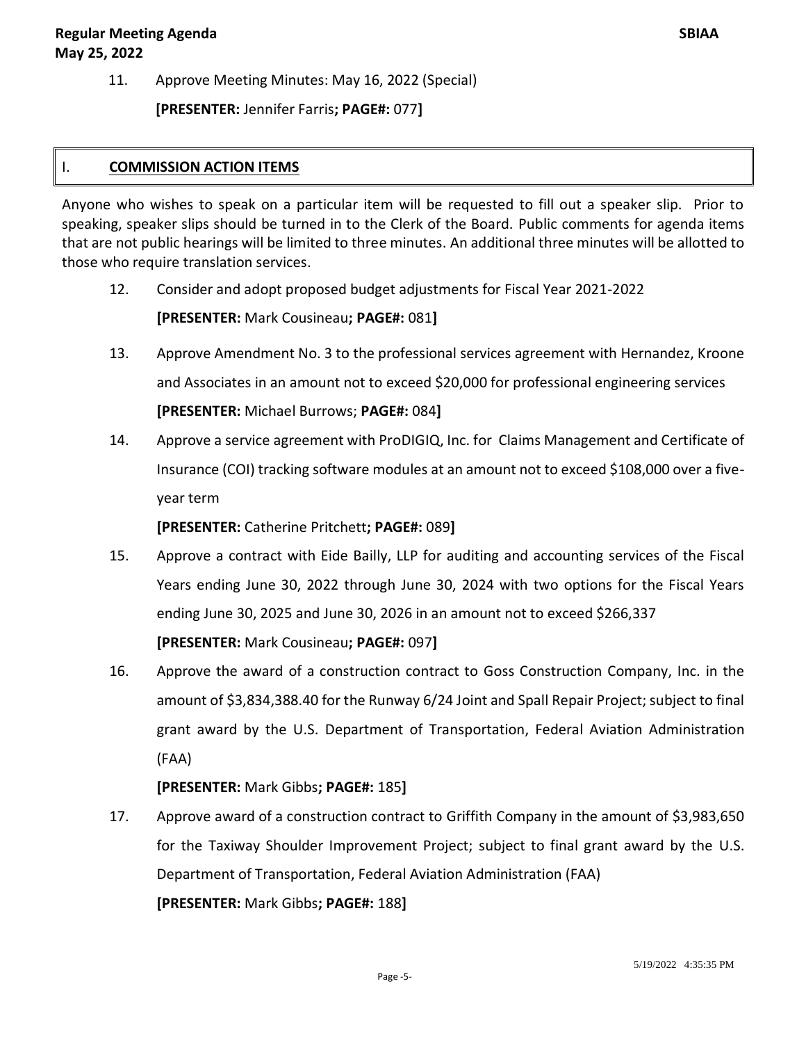11. Approve Meeting Minutes: May 16, 2022 (Special)

    **[PRESENTER:** Jennifer Farris**; PAGE#:** 077**]**

## I. COMMISSION ACTION ITEMS

Anyone who wishes to speak on a particular item will be requested to fill out a speaker slip. Prior to speaking, speaker slips should be turned in to the Clerk of the Board. Public comments for agenda items that are not public hearings will be limited to three minutes. An additional three minutes will be allotted to those who require translation services.

12. Consider and adopt proposed budget adjustments for Fiscal Year 2021-2022

    **[PRESENTER:** Mark Cousineau**; PAGE#:** 081**]**

13. Approve Amendment No. 3 to the professional services agreement with Hernandez, Kroone and Associates in an amount not to exceed $20,000 for professional engineering services

    **[PRESENTER:** Michael Burrows; **PAGE#:** 084**]**

14. Approve a service agreement with ProDIGIQ, Inc. for Claims Management and Certificate of Insurance (COI) tracking software modules at an amount not to exceed $108,000 over a five-year term

    **[PRESENTER:** Catherine Pritchett**; PAGE#:** 089**]**

15. Approve a contract with Eide Bailly, LLP for auditing and accounting services of the Fiscal Years ending June 30, 2022 through June 30, 2024 with two options for the Fiscal Years ending June 30, 2025 and June 30, 2026 in an amount not to exceed $266,337

    **[PRESENTER:** Mark Cousineau**; PAGE#:** 097**]**

16. Approve the award of a construction contract to Goss Construction Company, Inc. in the amount of $3,834,388.40 for the Runway 6/24 Joint and Spall Repair Project; subject to final grant award by the U.S. Department of Transportation, Federal Aviation Administration (FAA)

    **[PRESENTER:** Mark Gibbs**; PAGE#:** 185**]**

17. Approve award of a construction contract to Griffith Company in the amount of $3,983,650 for the Taxiway Shoulder Improvement Project; subject to final grant award by the U.S. Department of Transportation, Federal Aviation Administration (FAA)

    **[PRESENTER:** Mark Gibbs**; PAGE#:** 188**]**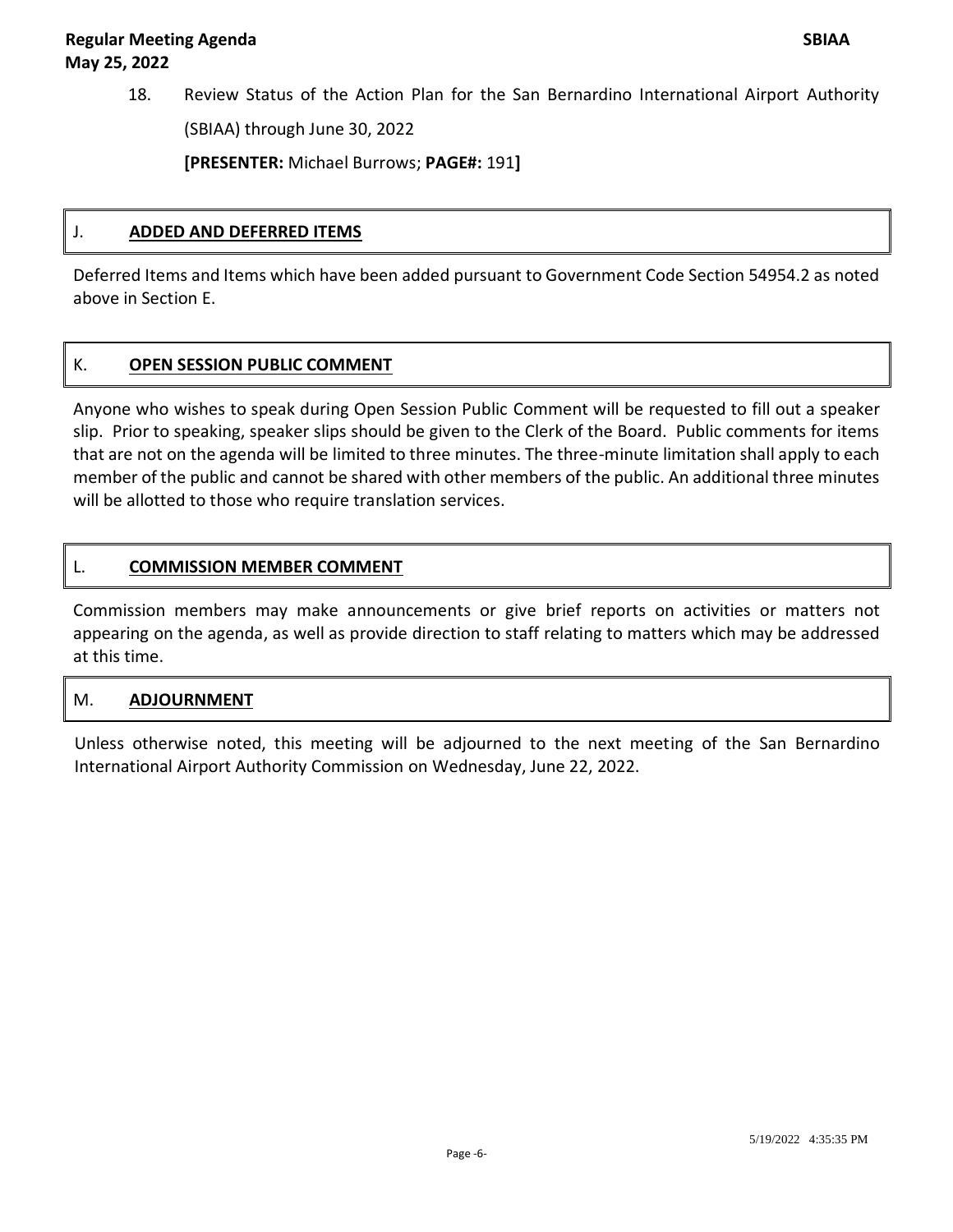18. Review Status of the Action Plan for the San Bernardino International Airport Authority (SBIAA) through June 30, 2022

    **[PRESENTER:** Michael Burrows; **PAGE#:** 191**]**

## J. ADDED AND DEFERRED ITEMS

Deferred Items and Items which have been added pursuant to Government Code Section 54954.2 as noted above in Section E.

## K. OPEN SESSION PUBLIC COMMENT

Anyone who wishes to speak during Open Session Public Comment will be requested to fill out a speaker slip. Prior to speaking, speaker slips should be given to the Clerk of the Board. Public comments for items that are not on the agenda will be limited to three minutes. The three-minute limitation shall apply to each member of the public and cannot be shared with other members of the public. An additional three minutes will be allotted to those who require translation services.

## L. COMMISSION MEMBER COMMENT

Commission members may make announcements or give brief reports on activities or matters not appearing on the agenda, as well as provide direction to staff relating to matters which may be addressed at this time.

## M. ADJOURNMENT

Unless otherwise noted, this meeting will be adjourned to the next meeting of the San Bernardino International Airport Authority Commission on Wednesday, June 22, 2022.

5/19/2022 4:35:35 PM